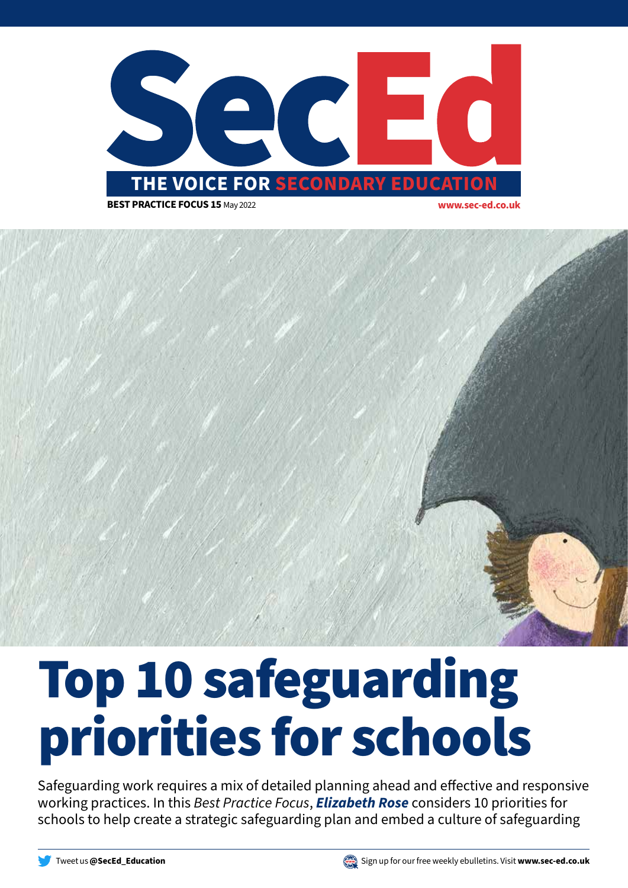# SecEd

THE VOICE FOR SECONDARY EDUCATION

**BEST PRACTICE FOCUS 15** May 2022

**www.sec-ed.co.uk**

# Top 10 safeguarding priorities for schools

Safeguarding work requires a mix of detailed planning ahead and effective and responsive working practices. In this *Best Practice Focus*, ***Elizabeth Rose*** considers 10 priorities for schools to help create a strategic safeguarding plan and embed a culture of safeguarding

Tweet us **@SecEd_Education**

Sign up for our free weekly ebulletins. Visit **www.sec-ed.co.uk**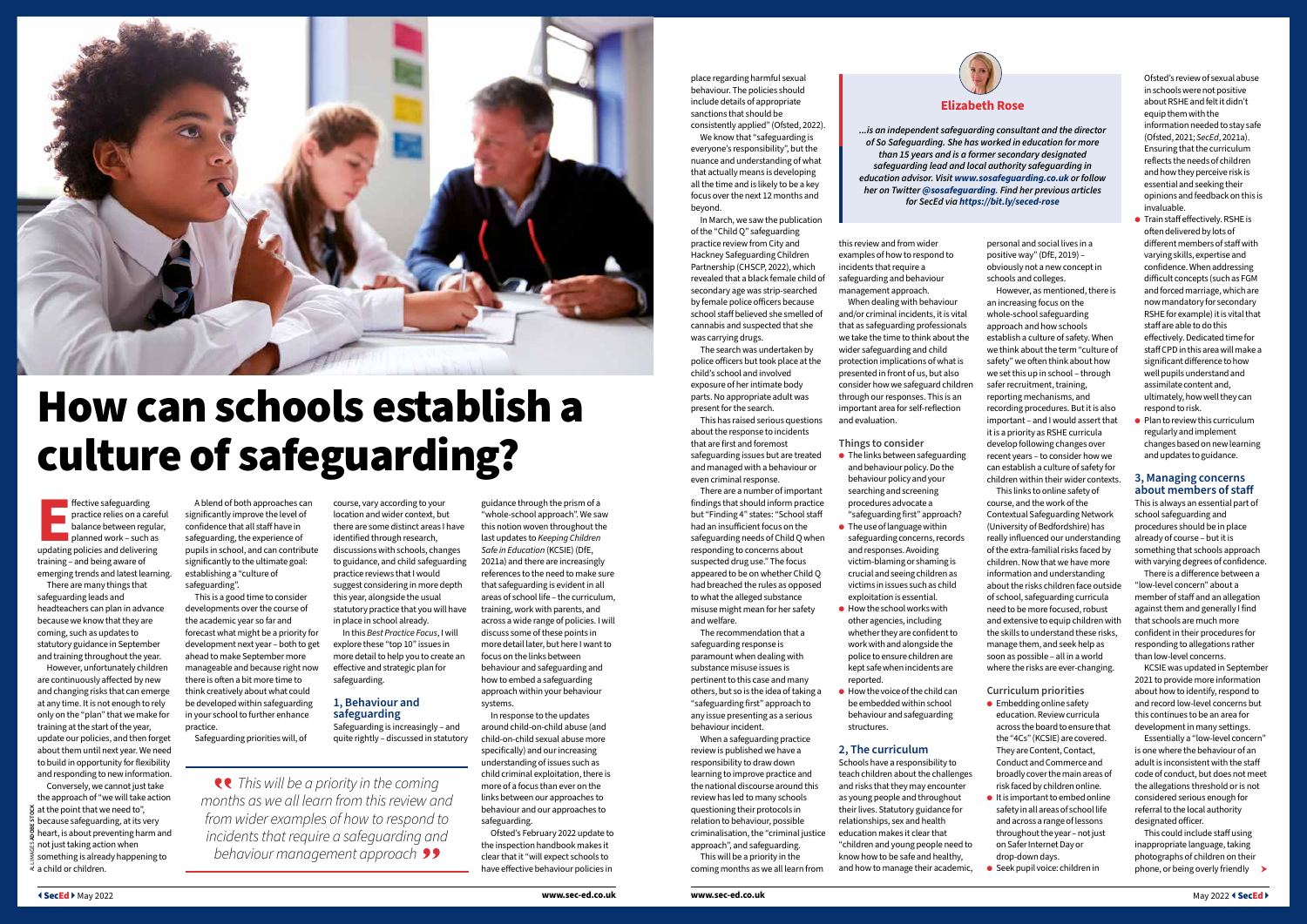# How can schools establish a culture of safeguarding?

Effective safeguarding practice relies on a careful balance between regular, planned work – such as updating policies and delivering training – and being aware of emerging trends and latest learning.

There are many things that safeguarding leads and headteachers can plan in advance because we know that they are coming, such as updates to statutory guidance in September and training throughout the year.

However, unfortunately children are continuously affected by new and changing risks that can emerge at any time. It is not enough to rely only on the "plan" that we make for training at the start of the year, update our policies, and then forget about them until next year. We need to build in opportunity for flexibility and responding to new information.

Conversely, we cannot just take the approach of "we will take action at the point that we need to", because safeguarding, at its very heart, is about preventing harm and not just taking action when something is already happening to a child or children.

A blend of both approaches can significantly improve the level of confidence that all staff have in safeguarding, the experience of pupils in school, and can contribute significantly to the ultimate goal: establishing a "culture of safeguarding".

This is a good time to consider developments over the course of the academic year so far and forecast what might be a priority for development next year – both to get ahead to make September more manageable and because right now there is often a bit more time to think creatively about what could be developed within safeguarding in your school to further enhance practice.

Safeguarding priorities will, of course, vary according to your location and wider context, but there are some distinct areas I have identified through research, discussions with schools, changes to guidance, and child safeguarding practice reviews that I would suggest considering in more depth this year, alongside the usual statutory practice that you will have in place in school already.

In this *Best Practice Focus*, I will explore these "top 10" issues in more detail to help you to create an effective and strategic plan for safeguarding.

### 1, Behaviour and safeguarding

Safeguarding is increasingly – and quite rightly – discussed in statutory guidance through the prism of a "whole-school approach". We saw this notion woven throughout the last updates to *Keeping Children Safe in Education* (KCSIE) (DfE, 2021a) and there are increasingly references to the need to make sure that safeguarding is evident in all areas of school life – the curriculum, training, work with parents, and across a wide range of policies. I will discuss some of these points in more detail later, but here I want to focus on the links between behaviour and safeguarding and how to embed a safeguarding approach within your behaviour systems.

In response to the updates around child-on-child abuse (and child-on-child sexual abuse more specifically) and our increasing understanding of issues such as child criminal exploitation, there is more of a focus than ever on the links between our approaches to behaviour and our approaches to safeguarding.

Ofsted's February 2022 update to the inspection handbook makes it clear that it "will expect schools to have effective behaviour policies in place regarding harmful sexual behaviour. The policies should include details of appropriate sanctions that should be consistently applied" (Ofsted, 2022).

We know that "safeguarding is everyone's responsibility", but the nuance and understanding of what that actually means is developing all the time and is likely to be a key focus over the next 12 months and beyond.

In March, we saw the publication of the "Child Q" safeguarding practice review from City and Hackney Safeguarding Children Partnership (CHSCP, 2022), which revealed that a black female child of secondary age was strip-searched by female police officers because school staff believed she smelled of cannabis and suspected that she was carrying drugs.

The search was undertaken by police officers but took place at the child's school and involved exposure of her intimate body parts. No appropriate adult was present for the search.

This has raised serious questions about the response to incidents that are first and foremost safeguarding issues but are treated and managed with a behaviour or even criminal response.

There are a number of important findings that should inform practice but "Finding 4" states: "School staff had an insufficient focus on the safeguarding needs of Child Q when responding to concerns about suspected drug use." The focus appeared to be on whether Child Q had breached the rules as opposed to what the alleged substance misuse might mean for her safety and welfare.

The recommendation that a safeguarding response is paramount when dealing with substance misuse issues is pertinent to this case and many others, but so is the idea of taking a "safeguarding first" approach to any issue presenting as a serious behaviour incident.

When a safeguarding practice review is published we have a responsibility to draw down learning to improve practice and the national discourse around this review has led to many schools questioning their protocols in relation to behaviour, possible criminalisation, the "criminal justice approach", and safeguarding.

This will be a priority in the coming months as we all learn from this review and from wider examples of how to respond to incidents that require a safeguarding and behaviour management approach.

> *"This will be a priority in the coming months as we all learn from this review and from wider examples of how to respond to incidents that require a safeguarding and behaviour management approach"*

When dealing with behaviour and/or criminal incidents, it is vital that as safeguarding professionals we take the time to think about the wider safeguarding and child protection implications of what is presented in front of us, but also consider how we safeguard children through our responses. This is an important area for self-reflection and evaluation.

**Things to consider**

- The links between safeguarding and behaviour policy. Do the behaviour policy and your searching and screening procedures advocate a "safeguarding first" approach?
- The use of language within safeguarding concerns, records and responses. Avoiding victim-blaming or shaming is crucial and seeing children as victims in issues such as child exploitation is essential.
- How the school works with other agencies, including whether they are confident to work with and alongside the police to ensure children are kept safe when incidents are reported.
- How the voice of the child can be embedded within school behaviour and safeguarding structures.

### 2, The curriculum

Schools have a responsibility to teach children about the challenges and risks that they may encounter as young people and throughout their lives. Statutory guidance for relationships, sex and health education makes it clear that "children and young people need to know how to be safe and healthy, and how to manage their academic, personal and social lives in a positive way" (DfE, 2019) – obviously not a new concept in schools and colleges.

However, as mentioned, there is an increasing focus on the whole-school safeguarding approach and how schools establish a culture of safety. When we think about the term "culture of safety" we often think about how we set this up in school – through safer recruitment, training, reporting mechanisms, and recording procedures. But it is also important – and I would assert that it is a priority as RSHE curricula develop following changes over recent years – to consider how we can establish a culture of safety for children within their wider contexts.

This links to online safety of course, and the work of the Contextual Safeguarding Network (University of Bedfordshire) has really influenced our understanding of the extra-familial risks faced by children. Now that we have more information and understanding about the risks children face outside of school, safeguarding curricula need to be more focused, robust and extensive to equip children with the skills to understand these risks, manage them, and seek help as soon as possible – all in a world where the risks are ever-changing.

**Curriculum priorities**

- Embedding online safety education. Review curricula across the board to ensure that the "4Cs" (KCSIE) are covered. They are Content, Contact, Conduct and Commerce and broadly cover the main areas of risk faced by children online.
- It is important to embed online safety in all areas of school life and across a range of lessons throughout the year – not just on Safer Internet Day or drop-down days.
- Seek pupil voice: children in Ofsted's review of sexual abuse in schools were not positive about RSHE and felt it didn't equip them with the information needed to stay safe (Ofsted, 2021; *SecEd*, 2021a). Ensuring that the curriculum reflects the needs of children and how they perceive risk is essential and seeking their opinions and feedback on this is invaluable.
- Train staff effectively. RSHE is often delivered by lots of different members of staff with varying skills, expertise and confidence. When addressing difficult concepts (such as FGM and forced marriage, which are now mandatory for secondary RSHE for example) it is vital that staff are able to do this effectively. Dedicated time for staff CPD in this area will make a significant difference to how well pupils understand and assimilate content and, ultimately, how well they can respond to risk.
- Plan to review this curriculum regularly and implement changes based on new learning and updates to guidance.

### 3, Managing concerns about members of staff

This is always an essential part of school safeguarding and procedures should be in place already of course – but it is something that schools approach with varying degrees of confidence.

There is a difference between a "low-level concern" about a member of staff and an allegation against them and generally I find that schools are much more confident in their procedures for responding to allegations rather than low-level concerns.

KCSIE was updated in September 2021 to provide more information about how to identify, respond to and record low-level concerns but this continues to be an area for development in many settings.

Essentially a "low-level concern" is one where the behaviour of an adult is inconsistent with the staff code of conduct, but does not meet the allegations threshold or is not considered serious enough for referral to the local authority designated officer.

This could include staff using inappropriate language, taking photographs of children on their phone, or being overly friendly

---

**Elizabeth Rose**

*...is an independent safeguarding consultant and the director of So Safeguarding. She has worked in education for more than 15 years and is a former secondary designated safeguarding lead and local authority safeguarding in education advisor. Visit www.sosafeguarding.co.uk or follow her on Twitter @sosafeguarding. Find her previous articles for SecEd via https://bit.ly/seced-rose*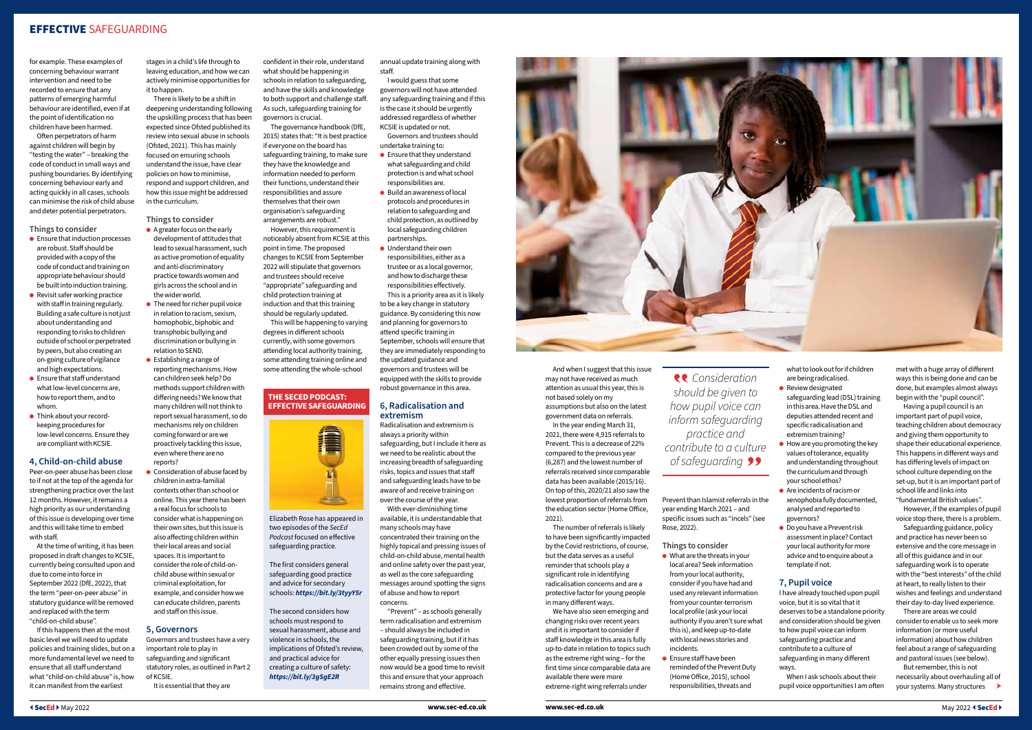for example. These examples of concerning behaviour warrant intervention and need to be recorded to ensure that any patterns of emerging harmful behaviour are identified, even if at the point of identification no children have been harmed.

Often perpetrators of harm against children will begin by "testing the water" – breaking the code of conduct in small ways and pushing boundaries. By identifying concerning behaviour early and acting quickly in all cases, schools can minimise the risk of child abuse and deter potential perpetrators.

### Things to consider

- Ensure that induction processes are robust. Staff should be provided with a copy of the code of conduct and training on appropriate behaviour should be built into induction training.
- Revisit safer working practice with staff in training regularly. Building a safe culture is not just about understanding and responding to risks to children outside of school or perpetrated by peers, but also creating an on-going culture of vigilance and high expectations.
- Ensure that staff understand what low-level concerns are, how to report them, and to whom.
- Think about your record-keeping procedures for low-level concerns. Ensure they are compliant with KCSIE.

## 4, Child-on-child abuse

Peer-on-peer abuse has been close to if not at the top of the agenda for strengthening practice over the last 12 months. However, it remains a high priority as our understanding of this issue is developing over time and this will take time to embed with staff.

At the time of writing, it has been proposed in draft changes to KCSIE, currently being consulted upon and due to come into force in September 2022 (DfE, 2022), that the term "peer-on-peer abuse" in statutory guidance will be removed and replaced with the term "child-on-child abuse".

If this happens then at the most basic level we will need to update policies and training slides, but on a more fundamental level we need to ensure that all staff understand what "child-on-child abuse" is, how it can manifest from the earliest stages in a child's life through to leaving education, and how we can actively minimise opportunities for it to happen.

There is likely to be a shift in deepening understanding following the upskilling process that has been expected since Ofsted published its review into sexual abuse in schools (Ofsted, 2021). This has mainly focused on ensuring schools understand the issue, have clear policies on how to minimise, respond and support children, and how this issue might be addressed in the curriculum.

### Things to consider

- A greater focus on the early development of attitudes that lead to sexual harassment, such as active promotion of equality and anti-discriminatory practice towards women and girls across the school and in the wider world.
- The need for richer pupil voice in relation to racism, sexism, homophobic, biphobic and transphobic bullying and discrimination or bullying in relation to SEND.
- Establishing a range of reporting mechanisms. How can children seek help? Do methods support children with differing needs? We know that many children will not think to report sexual harassment, so do mechanisms rely on children coming forward or are we proactively tackling this issue, even where there are no reports?
- Consideration of abuse faced by children in extra-familial contexts other than school or online. This year there has been a real focus for schools to consider what is happening on their own sites, but this issue is also affecting children within their local areas and social spaces. It is important to consider the role of child-on-child abuse within sexual or criminal exploitation, for example, and consider how we can educate children, parents and staff on this issue.

## 5, Governors

Governors and trustees have a very important role to play in safeguarding and significant statutory roles, as outlined in Part 2 of KCSIE.

It is essential that they are confident in their role, understand what should be happening in schools in relation to safeguarding, and have the skills and knowledge to both support and challenge staff. As such, safeguarding training for governors is crucial.

The governance handbook (DfE, 2015) states that: "It is best practice if everyone on the board has safeguarding training, to make sure they have the knowledge and information needed to perform their functions, understand their responsibilities and assure themselves that their own organisation's safeguarding arrangements are robust."

However, this requirement is noticeably absent from KCSIE at this point in time. The proposed changes to KCSIE from September 2022 will stipulate that governors and trustees should receive "appropriate" safeguarding and child protection training at induction and that this training should be regularly updated.

This will be happening to varying degrees in different schools currently, with some governors attending local authority training, some attending training online and some attending the whole-school annual update training along with staff.

I would guess that some governors will not have attended any safeguarding training and if this is the case it should be urgently addressed regardless of whether KCSIE is updated or not.

Governors and trustees should undertake training to:

- Ensure that they understand what safeguarding and child protection is and what school responsibilities are.
- Build an awareness of local protocols and procedures in relation to safeguarding and child protection, as outlined by local safeguarding children partnerships.
- Understand their own responsibilities, either as a trustee or as a local governor, and how to discharge these responsibilities effectively.

This is a priority area as it is likely to be a key change in statutory guidance. By considering this now and planning for governors to attend specific training in September, schools will ensure that they are immediately responding to the updated guidance and governors and trustees will be equipped with the skills to provide robust governance in this area.

**THE SECED PODCAST: EFFECTIVE SAFEGUARDING**

Elizabeth Rose has appeared in two episodes of the *SecEd Podcast* focused on effective safeguarding practice.

The first considers general safeguarding good practice and advice for secondary schools: ***https://bit.ly/3tyyY5r***

The second considers how schools must respond to sexual harassment, abuse and violence in schools, the implications of Ofsted's review, and practical advice for creating a culture of safety: ***https://bit.ly/3gSgE2R***

## 6, Radicalisation and extremism

Radicalisation and extremism is always a priority within safeguarding, but I include it here as we need to be realistic about the increasing breadth of safeguarding risks, topics and issues that staff and safeguarding leads have to be aware of and receive training on over the course of the year.

With ever-diminishing time available, it is understandable that many schools may have concentrated their training on the highly topical and pressing issues of child-on-child abuse, mental health and online safety over the past year, as well as the core safeguarding messages around spotting the signs of abuse and how to report concerns.

"Prevent" – as schools generally term radicalisation and extremism – should always be included in safeguarding training, but if it has been crowded out by some of the other equally pressing issues then now would be a good time to revisit this and ensure that your approach remains strong and effective.

And when I suggest that this issue may not have received as much attention as usual this year, this is not based solely on my assumptions but also on the latest government data on referrals.

In the year ending March 31, 2021, there were 4,915 referrals to Prevent. This is a decrease of 22% compared to the previous year (6,287) and the lowest number of referrals received since comparable data has been available (2015/16). On top of this, 2020/21 also saw the lowest proportion of referrals from the education sector (Home Office, 2021).

The number of referrals is likely to have been significantly impacted by the Covid restrictions, of course, but the data serves as a useful reminder that schools play a significant role in identifying radicalisation concerns and are a protective factor for young people in many different ways.

We have also seen emerging and changing risks over recent years and it is important to consider if staff knowledge in this area is fully up-to-date in relation to topics such as the extreme right wing – for the first time since comparable data are available there were more extreme-right wing referrals under Prevent than Islamist referrals in the year ending March 2021 – and specific issues such as "incels" (see Rose, 2022).

> *"Consideration should be given to how pupil voice can inform safeguarding practice and contribute to a culture of safeguarding"*

### Things to consider

- What are the threats in your local area? Seek information from your local authority, consider if you have had and used any relevant information from your counter-terrorism local profile (ask your local authority if you aren't sure what this is), and keep up-to-date with local news stories and incidents.
- Ensure staff have been reminded of the Prevent Duty (Home Office, 2015), school responsibilities, threats and what to look out for if children are being radicalised.
- Review designated safeguarding lead (DSL) training in this area. Have the DSL and deputies attended recent and specific radicalisation and extremism training?
- How are you promoting the key values of tolerance, equality and understanding throughout the curriculum and through your school ethos?
- Are incidents of racism or xenophobia fully documented, analysed and reported to governors?
- Do you have a Prevent risk assessment in place? Contact your local authority for more advice and to enquire about a template if not.

## 7, Pupil voice

I have already touched upon pupil voice, but it is so vital that it deserves to be a standalone priority and consideration should be given to how pupil voice can inform safeguarding practice and contribute to a culture of safeguarding in many different ways.

When I ask schools about their pupil voice opportunities I am often met with a huge array of different ways this is being done and can be done, but examples almost always begin with the "pupil council".

Having a pupil council is an important part of pupil voice, teaching children about democracy and giving them opportunity to shape their educational experience. This happens in different ways and has differing levels of impact on school culture depending on the set-up, but it is an important part of school life and links into "fundamental British values".

However, if the examples of pupil voice stop there, there is a problem.

Safeguarding guidance, policy and practice has never been so extensive and the core message in all of this guidance and in our safeguarding work is to operate with the "best interests" of the child at heart, to really listen to their wishes and feelings and understand their day-to-day lived experience.

There are areas we could consider to enable us to seek more information (or more useful information) about how children feel about a range of safeguarding and pastoral issues (see below).

But remember, this is not necessarily about overhauling all of your systems. Many structures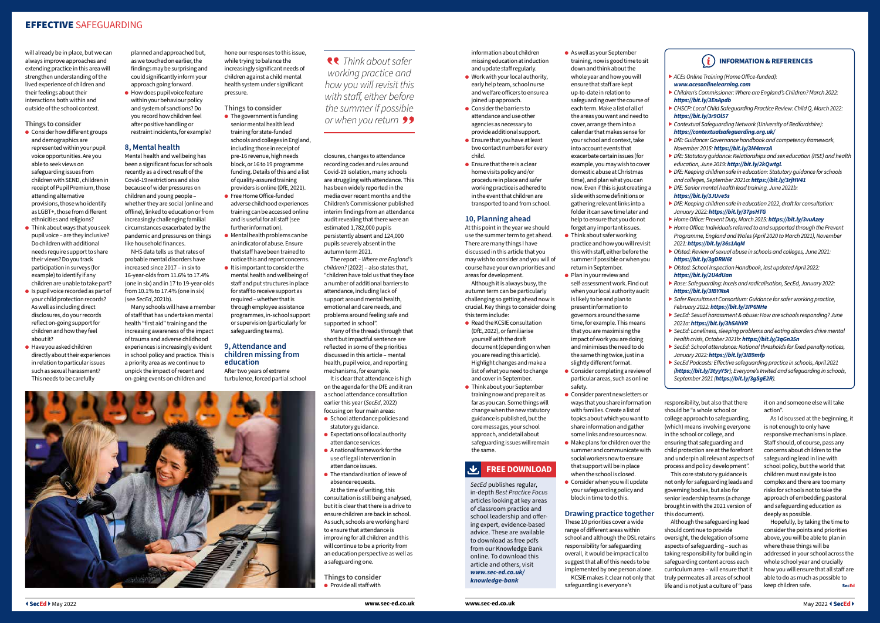will already be in place, but we can always improve approaches and extending practice in this area will strengthen understanding of the lived experience of children and their feelings about their interactions both within and outside of the school context.

**Things to consider**

- Consider how different groups and demographics are represented within your pupil voice opportunities. Are you able to seek views on safeguarding issues from children with SEND, children in receipt of Pupil Premium, those attending alternative provisions, those who identify as LGBT+, those from different ethnicities and religions?
- Think about ways that you seek pupil voice – are they inclusive? Do children with additional needs require support to share their views? Do you track participation in surveys (for example) to identify if any children are unable to take part?
- Is pupil voice recorded as part of your child protection records? As well as including direct disclosures, do your records reflect on-going support for children and how they feel about it?
- Have you asked children directly about their experiences in relation to particular issues such as sexual harassment? This needs to be carefully planned and approached but, as we touched on earlier, the findings may be surprising and could significantly inform your approach going forward.
- How does pupil voice feature within your behaviour policy and system of sanctions? Do you record how children feel after positive handling or restraint incidents, for example?

## 8, Mental health

Mental health and wellbeing has been a significant focus for schools recently as a direct result of the Covid-19 restrictions and also because of wider pressures on children and young people – whether they are social (online and offline), linked to education or from increasingly challenging familial circumstances exacerbated by the pandemic and pressures on things like household finances.

NHS data tells us that rates of probable mental disorders have increased since 2017 – in six to 16-year-olds from 11.6% to 17.4% (one in six) and in 17 to 19-year-olds from 10.1% to 17.4% (one in six) (see *SecEd*, 2021b).

Many schools will have a member of staff that has undertaken mental health "first aid" training and the increasing awareness of the impact of trauma and adverse childhood experiences is increasingly evident in school policy and practice. This is a priority area as we continue to unpick the impact of recent and on-going events on children and hone our responses to this issue, while trying to balance the increasingly significant needs of children against a child mental health system under significant pressure.

**Things to consider**

- The government is funding senior mental health lead training for state-funded schools and colleges in England, including those in receipt of pre-16 revenue, high needs block, or 16 to 19 programme funding. Details of this and a list of quality-assured training providers is online (DfE, 2021).
- Free Home Office-funded adverse childhood experiences training can be accessed online and is useful for all staff (see further information).
- Mental health problems can be an indicator of abuse. Ensure that staff have been trained to notice this and report concerns.
- It is important to consider the mental health and wellbeing of staff and put structures in place for staff to receive support as required – whether that is through employee assistance programmes, in-school support or supervision (particularly for safeguarding teams).

## 9, Attendance and children missing from education

After two years of extreme turbulence, forced partial school closures, changes to attendance recording codes and rules around Covid-19 isolation, many schools are struggling with attendance. This has been widely reported in the media over recent months and the Children's Commissioner published interim findings from an attendance audit revealing that there were an estimated 1,782,000 pupils persistently absent and 124,000 pupils severely absent in the autumn term 2021.

The report – *Where are England's children?* (2022) – also states that, "children have told us that they face a number of additional barriers to attendance, including lack of support around mental health, emotional and care needs, and problems around feeling safe and supported in school".

Many of the threads through that short but impactful sentence are reflected in some of the priorities discussed in this article – mental health, pupil voice, and reporting mechanisms, for example.

It is clear that attendance is high on the agenda for the DfE and it ran a school attendance consultation earlier this year (*SecEd*, 2022) focusing on four main areas:

- School attendance policies and statutory guidance.
- Expectations of local authority attendance services.
- A national framework for the use of legal intervention in attendance issues.
- The standardisation of leave of absence requests.

At the time of writing, this consultation is still being analysed, but it is clear that there is a drive to ensure children are back in school. As such, schools are working hard to ensure that attendance is improving for all children and this will continue to be a priority from an education perspective as well as a safeguarding one.

**Things to consider**

- Provide all staff with information about children missing education at induction and update staff regularly.
- Work with your local authority, early help team, school nurse and welfare officers to ensure a joined up approach.
- Consider the barriers to attendance and use other agencies as necessary to provide additional support.
- Ensure that you have at least two contact numbers for every child.
- Ensure that there is a clear home visits policy and/or procedure in place and safer working practice is adhered to in the event that children are transported to and from school.

> *Think about safer working practice and how you will revisit this with staff, either before the summer if possible or when you return*

## 10, Planning ahead

At this point in the year we should use the summer term to get ahead. There are many things I have discussed in this article that you may wish to consider and you will of course have your own priorities and areas for development.

Although it is always busy, the autumn term can be particularly challenging so getting ahead now is crucial. Key things to consider doing this term include:

- Read the KCSIE consultation (DfE, 2022), or familiarise yourself with the draft document (depending on when you are reading this article). Highlight changes and make a list of what you need to change and cover in September.
- Think about your September training now and prepare it as far as you can. Some things will change when the new statutory guidance is published, but the core messages, your school approach, and detail about safeguarding issues will remain the same.
- As well as your September training, now is good time to sit down and think about the whole year and how you will ensure that staff are kept up-to-date in relation to safeguarding over the course of each term. Make a list of all of the areas you want and need to cover, arrange them into a calendar that makes sense for your school and context, take into account events that exacerbate certain issues (for example, you may wish to cover domestic abuse at Christmas time), and plan what you can now. Even if this is just creating a slide with some definitions or gathering relevant links into a folder it can save time later and help to ensure that you do not forget any important issues.
- Think about safer working practice and how you will revisit this with staff, either before the summer if possible or when you return in September.
- Plan in your review and self-assessment work. Find out when your local authority audit is likely to be and plan to present information to governors around the same time, for example. This means that you are maximising the impact of work you are doing and minimises the need to do the same thing twice, just in a slightly different format.
- Consider completing a review of particular areas, such as online safety.
- Consider parent newsletters or ways that you share information with families. Create a list of topics about which you want to share information and gather some links and resources now.
- Make plans for children over the summer and communicate with social workers now to ensure that support will be in place when the school is closed.
- Consider when you will update your safeguarding policy and block in time to do this.

## Drawing practice together

These 10 priorities cover a wide range of different areas within school and although the DSL retains responsibility for safeguarding overall, it would be impractical to suggest that all of this needs to be implemented by one person alone.

KCSIE makes it clear not only that safeguarding is everyone's responsibility, but also that there should be "a whole school or college approach to safeguarding, (which) means involving everyone in the school or college, and ensuring that safeguarding and child protection are at the forefront and underpin all relevant aspects of process and policy development".

This core statutory guidance is not only for safeguarding leads and governing bodies, but also for senior leadership teams (a change brought in with the 2021 version of this document).

Although the safeguarding lead should continue to provide oversight, the delegation of some aspects of safeguarding – such as taking responsibility for building in safeguarding content across each curriculum area – will ensure that it truly permeates all areas of school life and is not just a culture of "pass it on and someone else will take action".

As I discussed at the beginning, it is not enough to only have responsive mechanisms in place. Staff should, of course, pass any concerns about children to the safeguarding lead in line with school policy, but the world that children must navigate is too complex and there are too many risks for schools not to take the approach of embedding pastoral and safeguarding education as deeply as possible.

Hopefully, by taking the time to consider the points and priorities above, you will be able to plan in where these things will be addressed in your school across the whole school year and crucially how you will ensure that all staff are able to do as much as possible to keep children safe.

## FREE DOWNLOAD

*SecEd* publishes regular, in-depth *Best Practice Focus* articles looking at key areas of classroom practice and school leadership and offering expert, evidence-based advice. These are available to download as free pdfs from our Knowledge Bank online. To download this article and others, visit ***www.sec-ed.co.uk/knowledge-bank***

## INFORMATION & REFERENCES

- *ACEs Online Training (Home Office-funded):* ***www.acesonlinelearning.com***
- *Children's Commissioner: Where are England's Children? March 2022:* ***https://bit.ly/3EnApdb***
- *CHSCP: Local Child Safeguarding Practice Review: Child Q, March 2022:* ***https://bit.ly/3r9OI57***
- *Contextual Safeguarding Network (University of Bedfordshire):* ***https://contextualsafeguarding.org.uk/***
- *DfE: Guidance: Governance handbook and competency framework, November 2015:* ***https://bit.ly/3M4mrzA***
- *DfE: Statutory guidance: Relationships and sex education (RSE) and health education, June 2019:* ***http://bit.ly/2kQwtgL***
- *DfE: Keeping children safe in education: Statutory guidance for schools and colleges, September 2021a:* ***https://bit.ly/3rjHV41***
- *DfE: Senior mental health lead training, June 2021b:* ***https://bit.ly/3JUve5s***
- *DfE: Keeping children safe in education 2022, draft for consultation: January 2022:* ***https://bit.ly/37psHTG***
- *Home Office: Prevent Duty, March 2015:* ***https://bit.ly/3vuAzey***
- *Home Office: Individuals referred to and supported through the Prevent Programme, England and Wales (April 2020 to March 2021), November 2021:* ***https://bit.ly/36s1AqM***
- *Ofsted: Review of sexual abuse in schools and colleges, June 2021:* ***https://bit.ly/3gDRW6t***
- *Ofsted: School Inspection Handbook, last updated April 2022:* ***https://bit.ly/2U4dUan***
- *Rose: Safeguarding: Incels and radicalisation, SecEd, January 2022:* ***https://bit.ly/3IBYNsA***
- *Safer Recruitment Consortium: Guidance for safer working practice, February 2022:* ***https://bit.ly/3IP6NHe***
- *SecEd: Sexual harassment & abuse: How are schools responding? June 2021a:* ***https://bit.ly/3h5AhVR***
- *SecEd: Loneliness, sleeping problems and eating disorders drive mental health crisis, October 2021b:* ***https://bit.ly/3qGn35n***
- *SecEd: School attendance: National thresholds for fixed penalty notices, January 2022:* ***https://bit.ly/3IB9mfp***
- *SecEd Podcasts: Effective safeguarding practice in schools, April 2021 (****https://bit.ly/3tyyY5r****); Everyone's Invited and safeguarding in schools, September 2021 (****https://bit.ly/3gSgE2R****).*